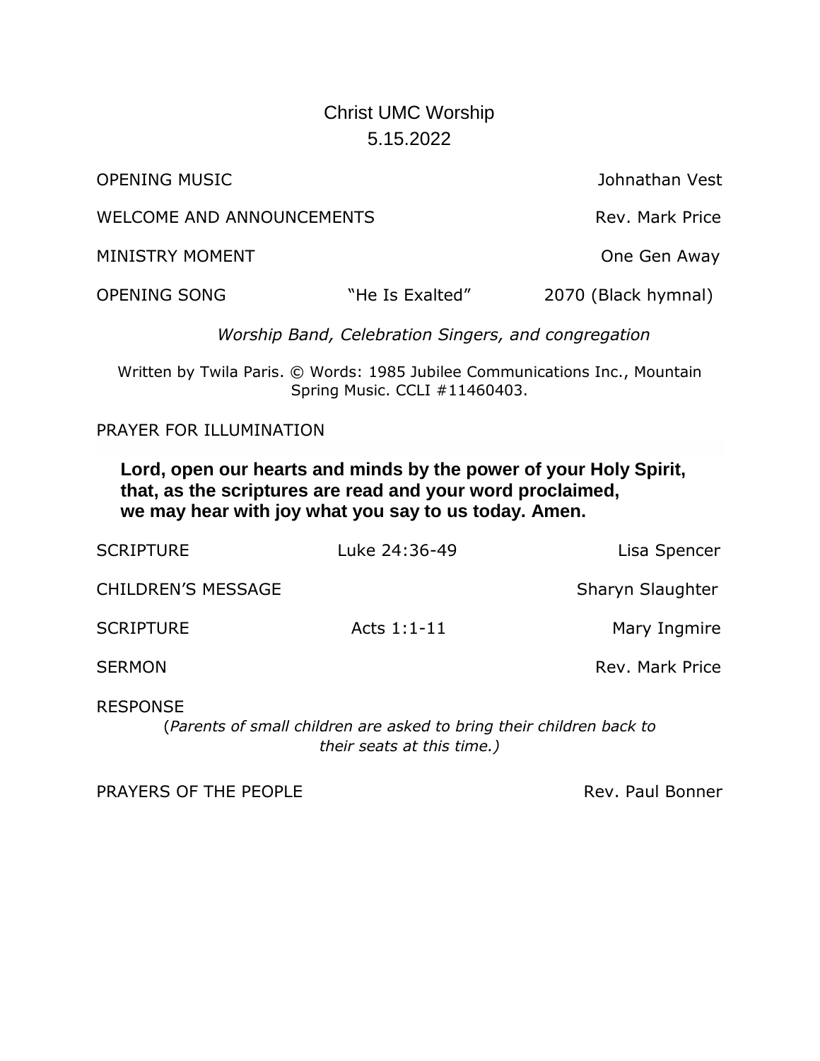# Christ UMC Worship
## 5.15.2022

OPENING MUSIC — Johnathan Vest

WELCOME AND ANNOUNCEMENTS — Rev. Mark Price

MINISTRY MOMENT — One Gen Away

OPENING SONG — "He Is Exalted" — 2070 (Black hymnal)

*Worship Band, Celebration Singers, and congregation*

Written by Twila Paris. © Words: 1985 Jubilee Communications Inc., Mountain Spring Music. CCLI #11460403.

PRAYER FOR ILLUMINATION

**Lord, open our hearts and minds by the power of your Holy Spirit,
that, as the scriptures are read and your word proclaimed,
we may hear with joy what you say to us today. Amen.**

SCRIPTURE — Luke 24:36-49 — Lisa Spencer

CHILDREN'S MESSAGE — Sharyn Slaughter

SCRIPTURE — Acts 1:1-11 — Mary Ingmire

SERMON — Rev. Mark Price

RESPONSE

(*Parents of small children are asked to bring their children back to their seats at this time.)*

PRAYERS OF THE PEOPLE — Rev. Paul Bonner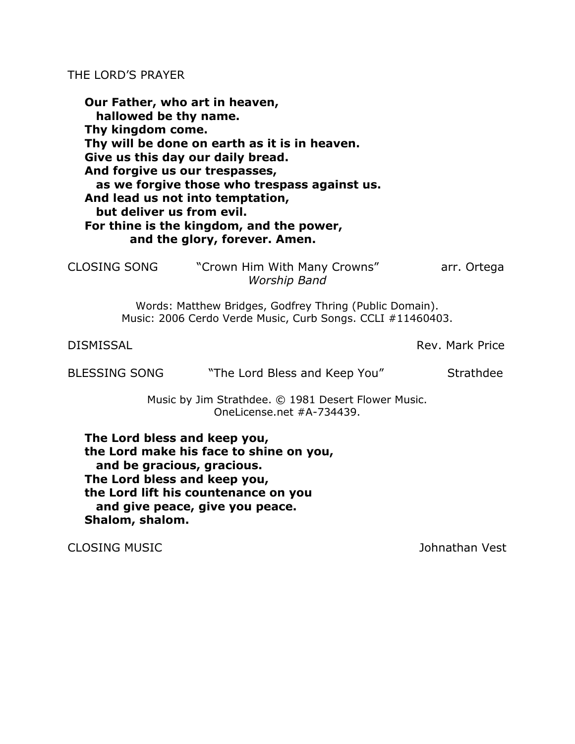THE LORD'S PRAYER

**Our Father, who art in heaven,**
**hallowed be thy name.**
**Thy kingdom come.**
**Thy will be done on earth as it is in heaven.**
**Give us this day our daily bread.**
**And forgive us our trespasses,**
**as we forgive those who trespass against us.**
**And lead us not into temptation,**
**but deliver us from evil.**
**For thine is the kingdom, and the power,**
**and the glory, forever. Amen.**

CLOSING SONG "Crown Him With Many Crowns" arr. Ortega
*Worship Band*

Words: Matthew Bridges, Godfrey Thring (Public Domain).
Music: 2006 Cerdo Verde Music, Curb Songs. CCLI #11460403.

DISMISSAL Rev. Mark Price

BLESSING SONG "The Lord Bless and Keep You" Strathdee

Music by Jim Strathdee. © 1981 Desert Flower Music.
OneLicense.net #A-734439.

**The Lord bless and keep you,**
**the Lord make his face to shine on you,**
**and be gracious, gracious.**
**The Lord bless and keep you,**
**the Lord lift his countenance on you**
**and give peace, give you peace.**
**Shalom, shalom.**

CLOSING MUSIC Johnathan Vest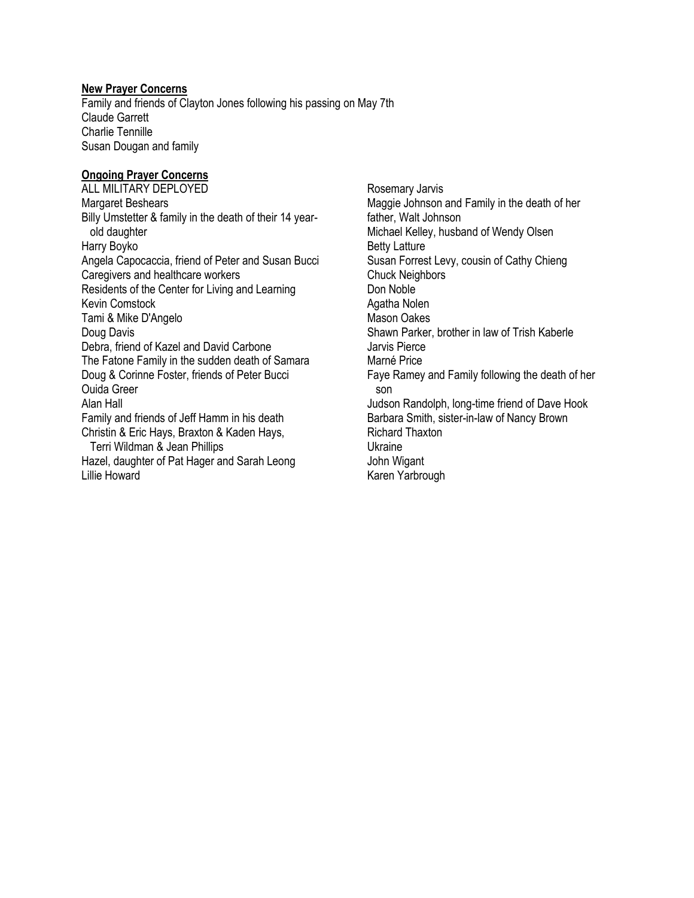**New Prayer Concerns**

Family and friends of Clayton Jones following his passing on May 7th
Claude Garrett
Charlie Tennille
Susan Dougan and family

**Ongoing Prayer Concerns**

ALL MILITARY DEPLOYED
Margaret Beshears
Billy Umstetter & family in the death of their 14 year-old daughter
Harry Boyko
Angela Capocaccia, friend of Peter and Susan Bucci
Caregivers and healthcare workers
Residents of the Center for Living and Learning
Kevin Comstock
Tami & Mike D'Angelo
Doug Davis
Debra, friend of Kazel and David Carbone
The Fatone Family in the sudden death of Samara
Doug & Corinne Foster, friends of Peter Bucci
Ouida Greer
Alan Hall
Family and friends of Jeff Hamm in his death
Christin & Eric Hays, Braxton & Kaden Hays, Terri Wildman & Jean Phillips
Hazel, daughter of Pat Hager and Sarah Leong
Lillie Howard
Rosemary Jarvis
Maggie Johnson and Family in the death of her father, Walt Johnson
Michael Kelley, husband of Wendy Olsen
Betty Latture
Susan Forrest Levy, cousin of Cathy Chieng
Chuck Neighbors
Don Noble
Agatha Nolen
Mason Oakes
Shawn Parker, brother in law of Trish Kaberle
Jarvis Pierce
Marné Price
Faye Ramey and Family following the death of her son
Judson Randolph, long-time friend of Dave Hook
Barbara Smith, sister-in-law of Nancy Brown
Richard Thaxton
Ukraine
John Wigant
Karen Yarbrough